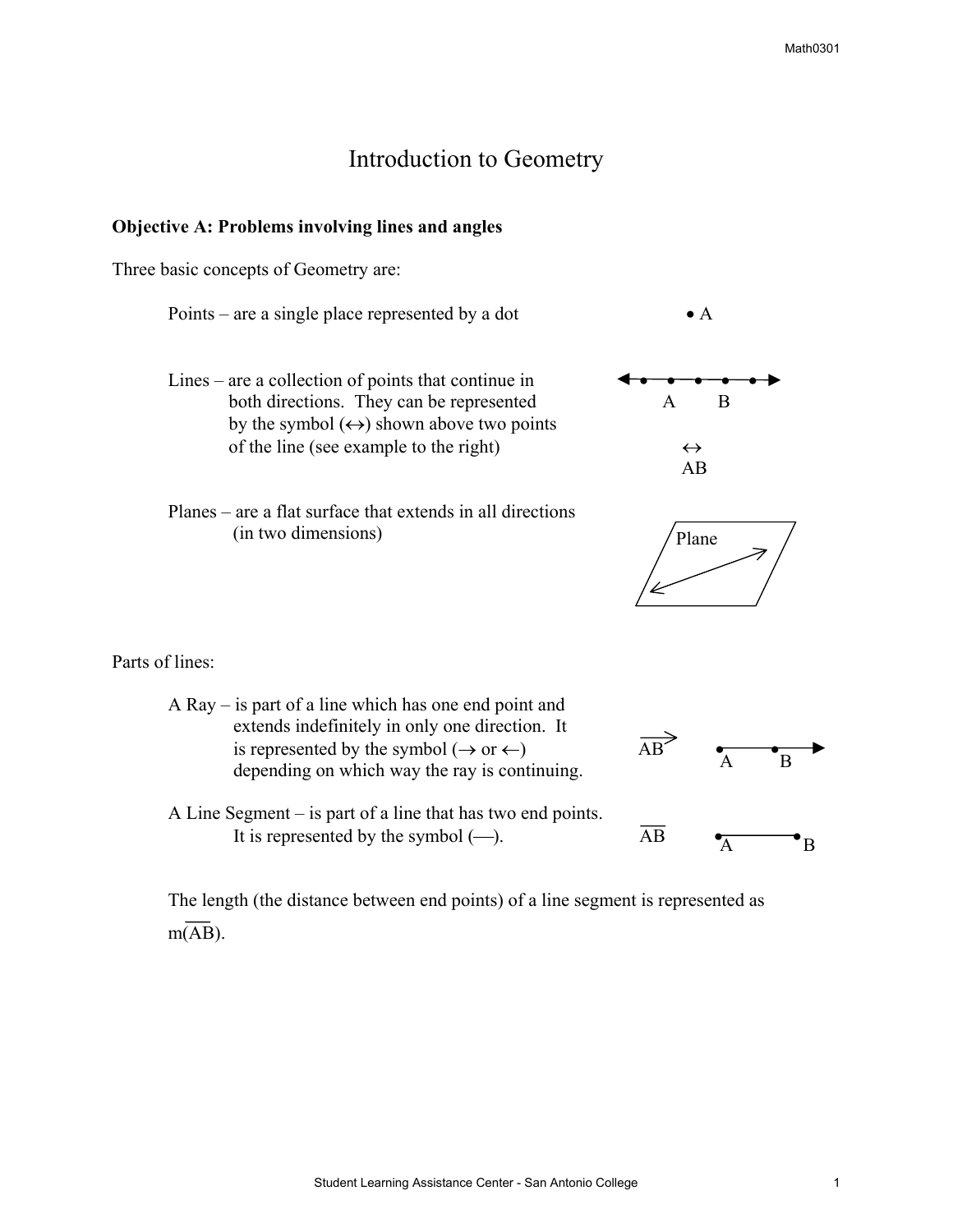# Introduction to Geometry

**Objective A: Problems involving lines and angles**

Three basic concepts of Geometry are:

Points – are a single place represented by a dot • A

Lines – are a collection of points that continue in both directions. They can be represented by the symbol (↔) shown above two points of the line (see example to the right)

A B

$\overleftrightarrow{AB}$

Planes – are a flat surface that extends in all directions (in two dimensions)

Plane

Parts of lines:

A Ray – is part of a line which has one end point and extends indefinitely in only one direction. It is represented by the symbol (→ or ←) depending on which way the ray is continuing.

$\overrightarrow{AB}$ A B

A Line Segment – is part of a line that has two end points. It is represented by the symbol (—).

$\overline{AB}$ A B

The length (the distance between end points) of a line segment is represented as $m(\overline{AB})$.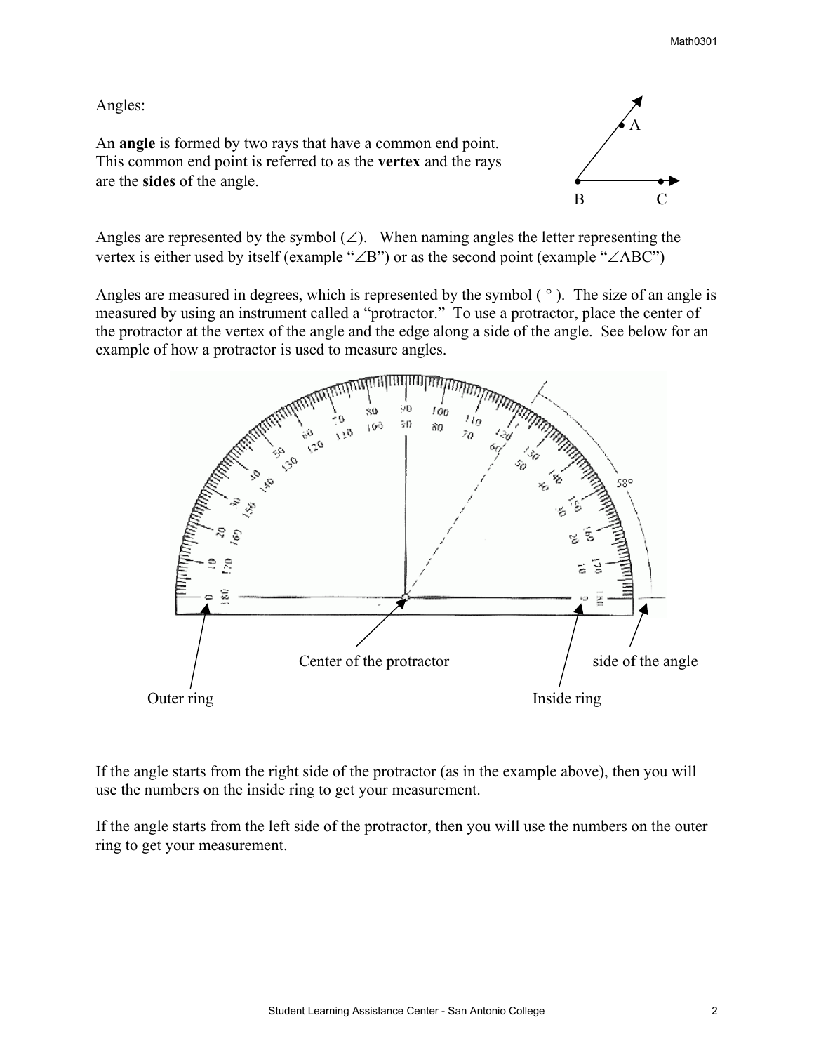Angles:

An **angle** is formed by two rays that have a common end point. This common end point is referred to as the **vertex** and the rays are the **sides** of the angle.

Angles are represented by the symbol (∠). When naming angles the letter representing the vertex is either used by itself (example "∠B") or as the second point (example "∠ABC")

Angles are measured in degrees, which is represented by the symbol ( ° ). The size of an angle is measured by using an instrument called a "protractor." To use a protractor, place the center of the protractor at the vertex of the angle and the edge along a side of the angle. See below for an example of how a protractor is used to measure angles.

If the angle starts from the right side of the protractor (as in the example above), then you will use the numbers on the inside ring to get your measurement.

If the angle starts from the left side of the protractor, then you will use the numbers on the outer ring to get your measurement.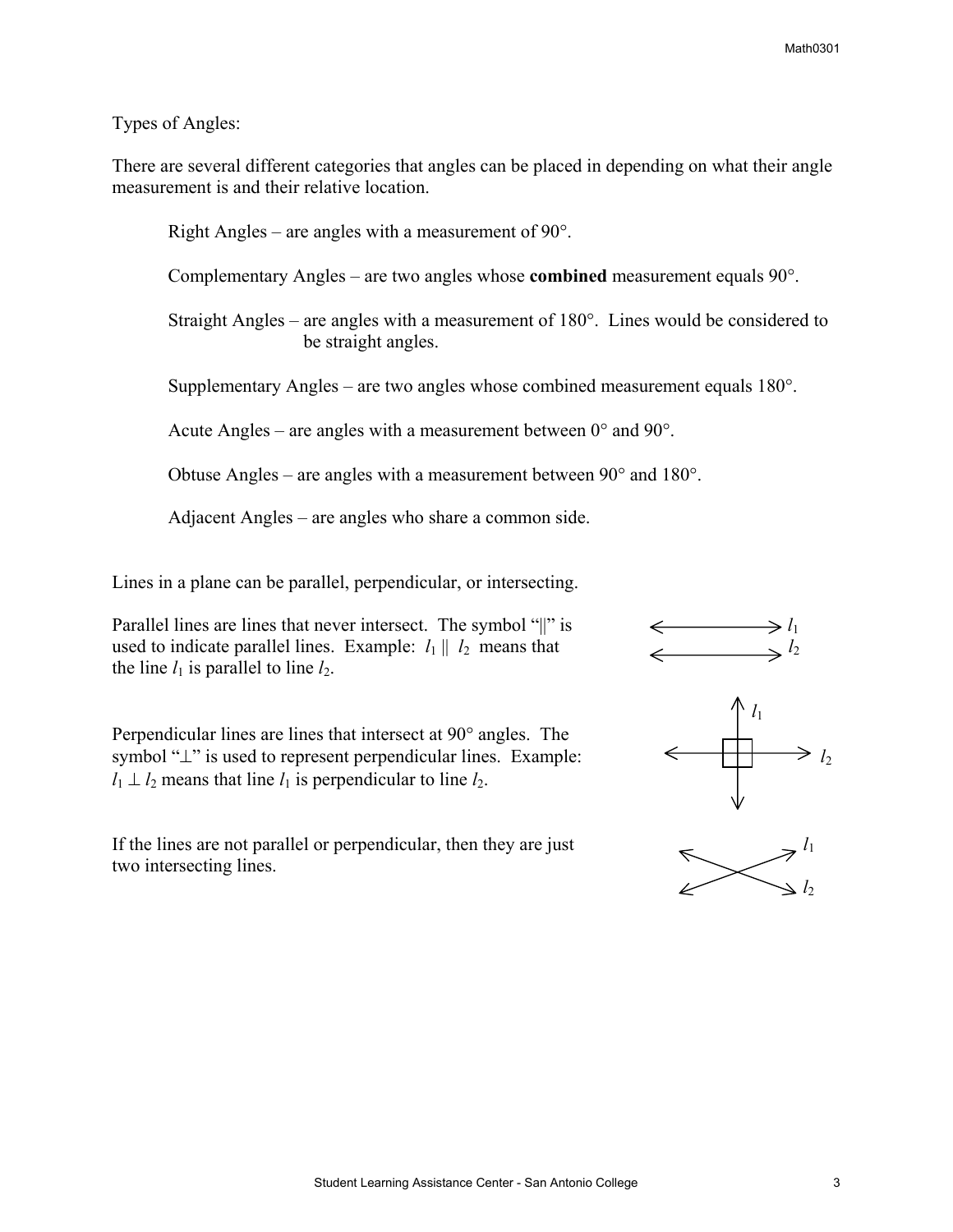Types of Angles:

There are several different categories that angles can be placed in depending on what their angle measurement is and their relative location.

Right Angles – are angles with a measurement of 90°.

Complementary Angles – are two angles whose **combined** measurement equals 90°.

Straight Angles – are angles with a measurement of 180°. Lines would be considered to be straight angles.

Supplementary Angles – are two angles whose combined measurement equals 180°.

Acute Angles – are angles with a measurement between 0° and 90°.

Obtuse Angles – are angles with a measurement between 90° and 180°.

Adjacent Angles – are angles who share a common side.

Lines in a plane can be parallel, perpendicular, or intersecting.

Parallel lines are lines that never intersect. The symbol "||" is used to indicate parallel lines. Example: $l_1 \parallel l_2$ means that the line $l_1$ is parallel to line $l_2$.

Perpendicular lines are lines that intersect at 90° angles. The symbol "⊥" is used to represent perpendicular lines. Example: $l_1 \perp l_2$ means that line $l_1$ is perpendicular to line $l_2$.

If the lines are not parallel or perpendicular, then they are just two intersecting lines.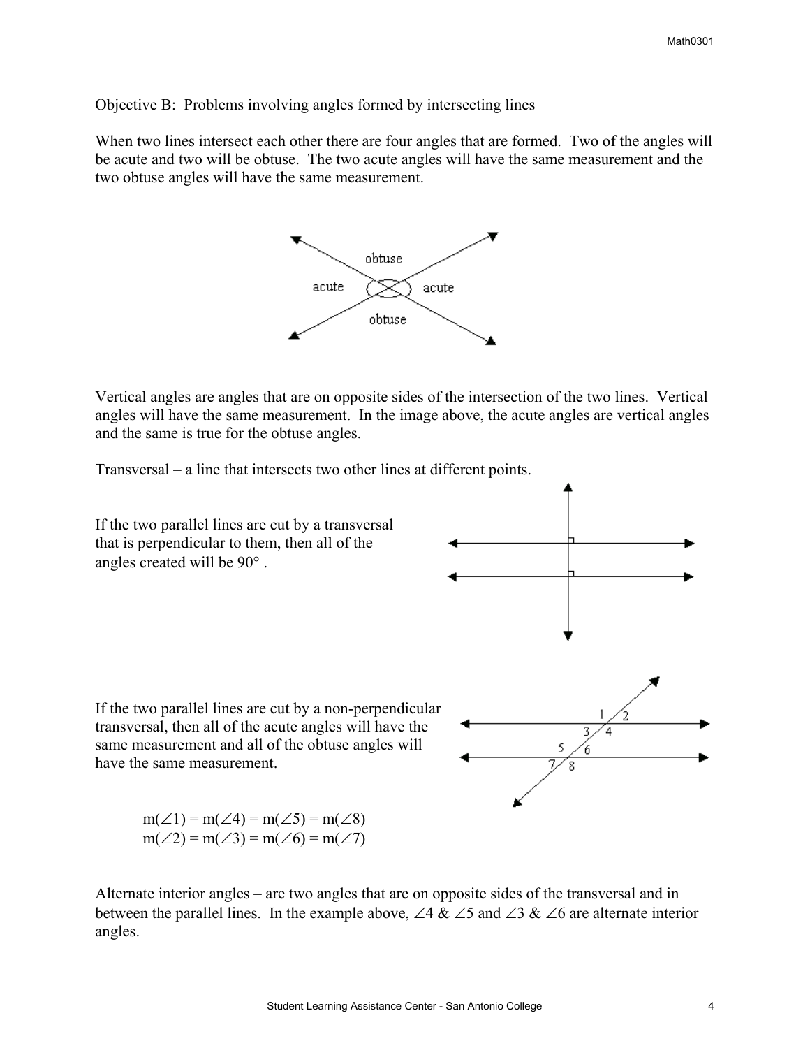Objective B: Problems involving angles formed by intersecting lines

When two lines intersect each other there are four angles that are formed. Two of the angles will be acute and two will be obtuse. The two acute angles will have the same measurement and the two obtuse angles will have the same measurement.

Vertical angles are angles that are on opposite sides of the intersection of the two lines. Vertical angles will have the same measurement. In the image above, the acute angles are vertical angles and the same is true for the obtuse angles.

Transversal – a line that intersects two other lines at different points.

If the two parallel lines are cut by a transversal that is perpendicular to them, then all of the angles created will be $90°$.

If the two parallel lines are cut by a non-perpendicular transversal, then all of the acute angles will have the same measurement and all of the obtuse angles will have the same measurement.

$$m(\angle 1) = m(\angle 4) = m(\angle 5) = m(\angle 8)$$
$$m(\angle 2) = m(\angle 3) = m(\angle 6) = m(\angle 7)$$

Alternate interior angles – are two angles that are on opposite sides of the transversal and in between the parallel lines. In the example above, $\angle 4$ & $\angle 5$ and $\angle 3$ & $\angle 6$ are alternate interior angles.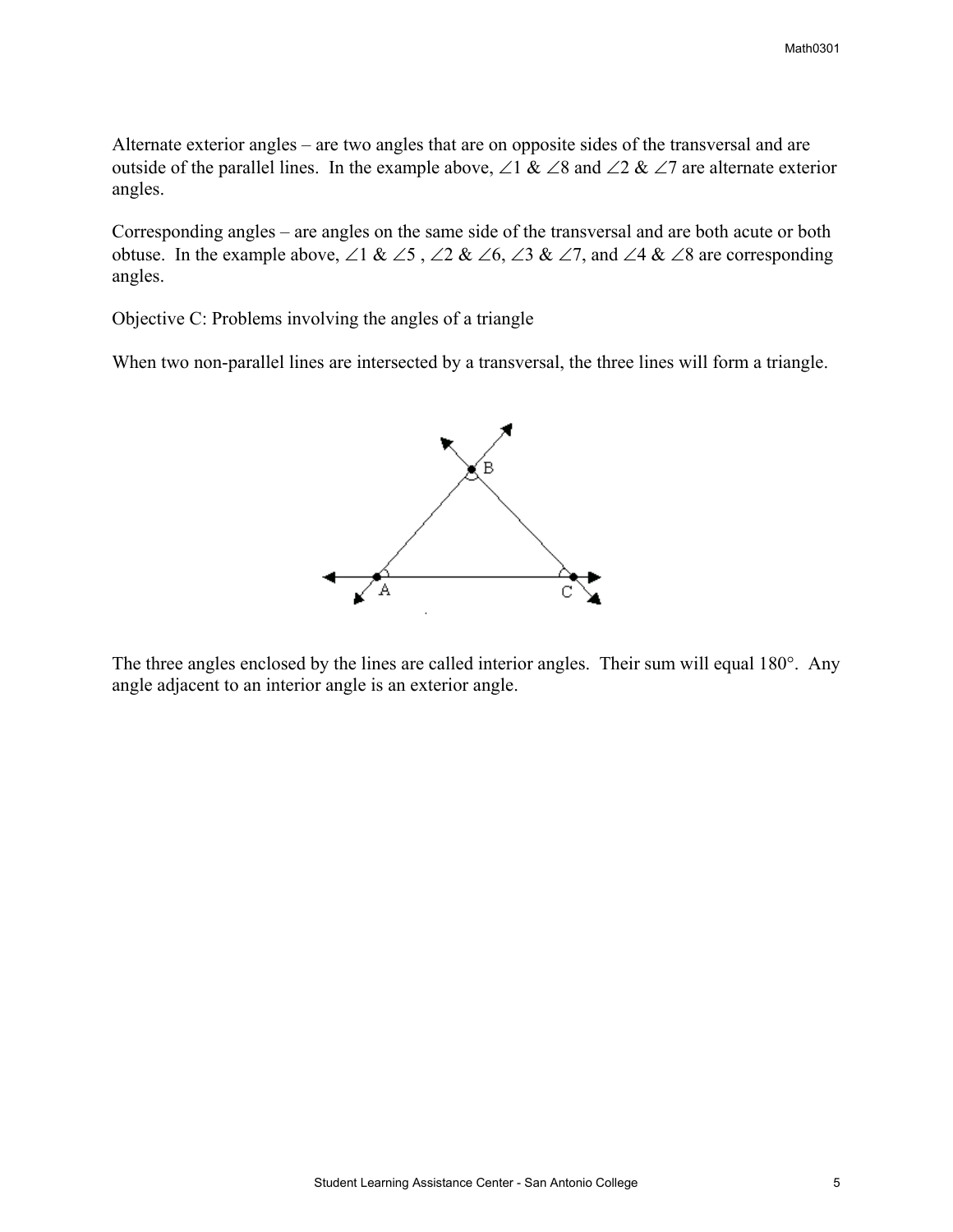Alternate exterior angles – are two angles that are on opposite sides of the transversal and are outside of the parallel lines. In the example above, $\angle 1$ & $\angle 8$ and $\angle 2$ & $\angle 7$ are alternate exterior angles.

Corresponding angles – are angles on the same side of the transversal and are both acute or both obtuse. In the example above, $\angle 1$ & $\angle 5$ , $\angle 2$ & $\angle 6$, $\angle 3$ & $\angle 7$, and $\angle 4$ & $\angle 8$ are corresponding angles.

Objective C: Problems involving the angles of a triangle

When two non-parallel lines are intersected by a transversal, the three lines will form a triangle.

B

A

C

The three angles enclosed by the lines are called interior angles. Their sum will equal 180°. Any angle adjacent to an interior angle is an exterior angle.